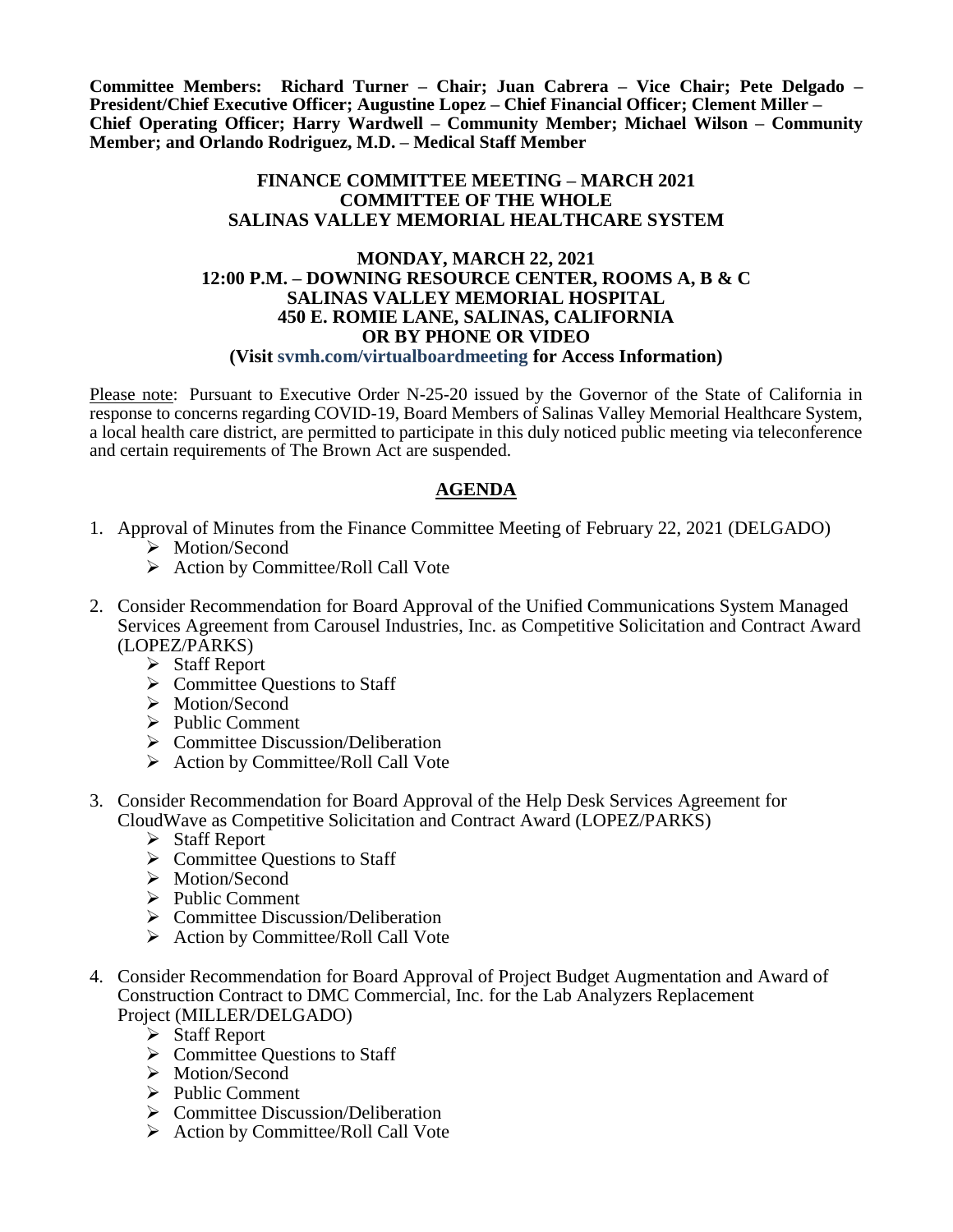**Committee Members: Richard Turner – Chair; Juan Cabrera – Vice Chair; Pete Delgado – President/Chief Executive Officer; Augustine Lopez – Chief Financial Officer; Clement Miller – Chief Operating Officer; Harry Wardwell – Community Member; Michael Wilson – Community Member; and Orlando Rodriguez, M.D. – Medical Staff Member**

**FINANCE COMMITTEE MEETING – MARCH 2021**
**COMMITTEE OF THE WHOLE**
**SALINAS VALLEY MEMORIAL HEALTHCARE SYSTEM**

**MONDAY, MARCH 22, 2021**
**12:00 P.M. – DOWNING RESOURCE CENTER, ROOMS A, B & C**
**SALINAS VALLEY MEMORIAL HOSPITAL**
**450 E. ROMIE LANE, SALINAS, CALIFORNIA**
**OR BY PHONE OR VIDEO**
**(Visit svmh.com/virtualboardmeeting for Access Information)**

Please note: Pursuant to Executive Order N-25-20 issued by the Governor of the State of California in response to concerns regarding COVID-19, Board Members of Salinas Valley Memorial Healthcare System, a local health care district, are permitted to participate in this duly noticed public meeting via teleconference and certain requirements of The Brown Act are suspended.

## AGENDA

1. Approval of Minutes from the Finance Committee Meeting of February 22, 2021 (DELGADO)
   - Motion/Second
   - Action by Committee/Roll Call Vote

2. Consider Recommendation for Board Approval of the Unified Communications System Managed Services Agreement from Carousel Industries, Inc. as Competitive Solicitation and Contract Award (LOPEZ/PARKS)
   - Staff Report
   - Committee Questions to Staff
   - Motion/Second
   - Public Comment
   - Committee Discussion/Deliberation
   - Action by Committee/Roll Call Vote

3. Consider Recommendation for Board Approval of the Help Desk Services Agreement for CloudWave as Competitive Solicitation and Contract Award (LOPEZ/PARKS)
   - Staff Report
   - Committee Questions to Staff
   - Motion/Second
   - Public Comment
   - Committee Discussion/Deliberation
   - Action by Committee/Roll Call Vote

4. Consider Recommendation for Board Approval of Project Budget Augmentation and Award of Construction Contract to DMC Commercial, Inc. for the Lab Analyzers Replacement Project (MILLER/DELGADO)
   - Staff Report
   - Committee Questions to Staff
   - Motion/Second
   - Public Comment
   - Committee Discussion/Deliberation
   - Action by Committee/Roll Call Vote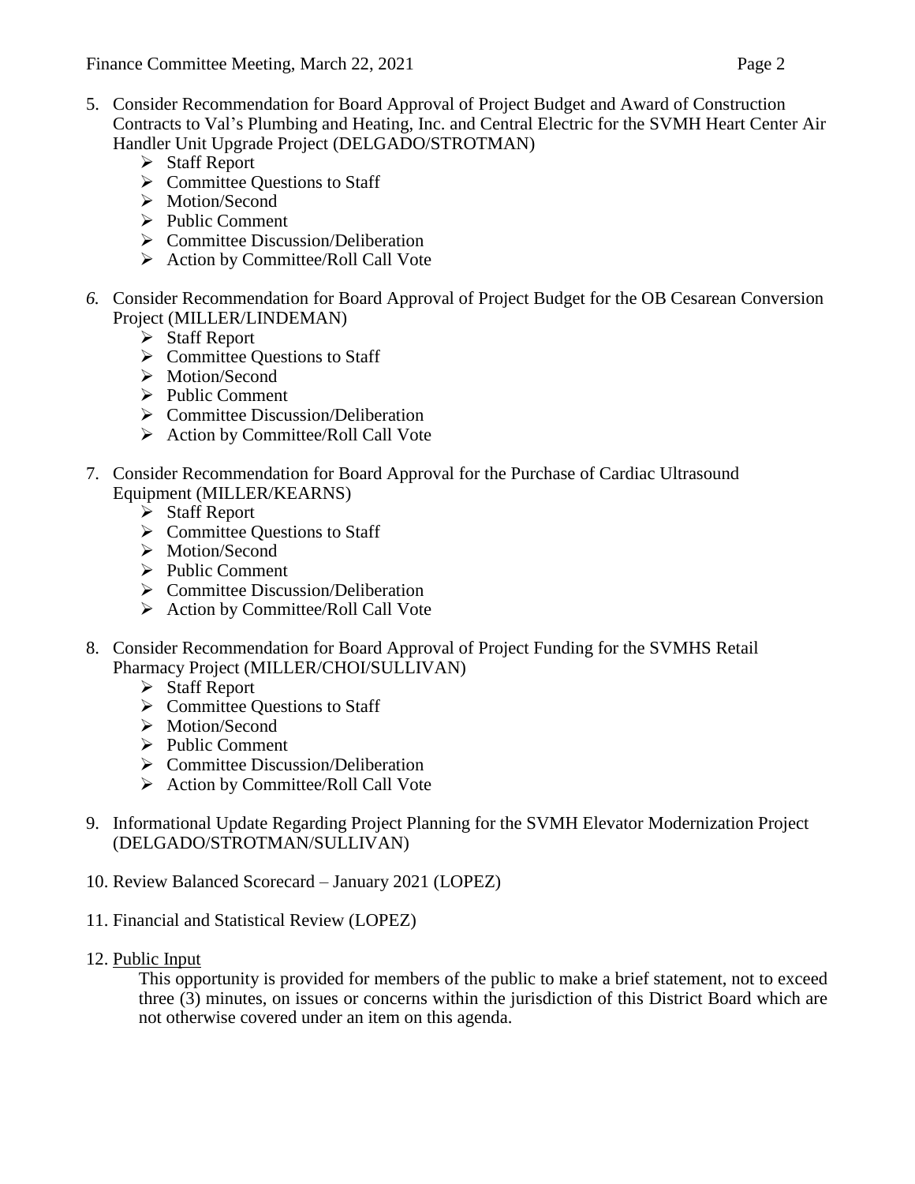5. Consider Recommendation for Board Approval of Project Budget and Award of Construction Contracts to Val's Plumbing and Heating, Inc. and Central Electric for the SVMH Heart Center Air Handler Unit Upgrade Project (DELGADO/STROTMAN)
   - Staff Report
   - Committee Questions to Staff
   - Motion/Second
   - Public Comment
   - Committee Discussion/Deliberation
   - Action by Committee/Roll Call Vote

6. Consider Recommendation for Board Approval of Project Budget for the OB Cesarean Conversion Project (MILLER/LINDEMAN)
   - Staff Report
   - Committee Questions to Staff
   - Motion/Second
   - Public Comment
   - Committee Discussion/Deliberation
   - Action by Committee/Roll Call Vote

7. Consider Recommendation for Board Approval for the Purchase of Cardiac Ultrasound Equipment (MILLER/KEARNS)
   - Staff Report
   - Committee Questions to Staff
   - Motion/Second
   - Public Comment
   - Committee Discussion/Deliberation
   - Action by Committee/Roll Call Vote

8. Consider Recommendation for Board Approval of Project Funding for the SVMHS Retail Pharmacy Project (MILLER/CHOI/SULLIVAN)
   - Staff Report
   - Committee Questions to Staff
   - Motion/Second
   - Public Comment
   - Committee Discussion/Deliberation
   - Action by Committee/Roll Call Vote

9. Informational Update Regarding Project Planning for the SVMH Elevator Modernization Project (DELGADO/STROTMAN/SULLIVAN)

10. Review Balanced Scorecard – January 2021 (LOPEZ)

11. Financial and Statistical Review (LOPEZ)

12. <u>Public Input</u>

    This opportunity is provided for members of the public to make a brief statement, not to exceed three (3) minutes, on issues or concerns within the jurisdiction of this District Board which are not otherwise covered under an item on this agenda.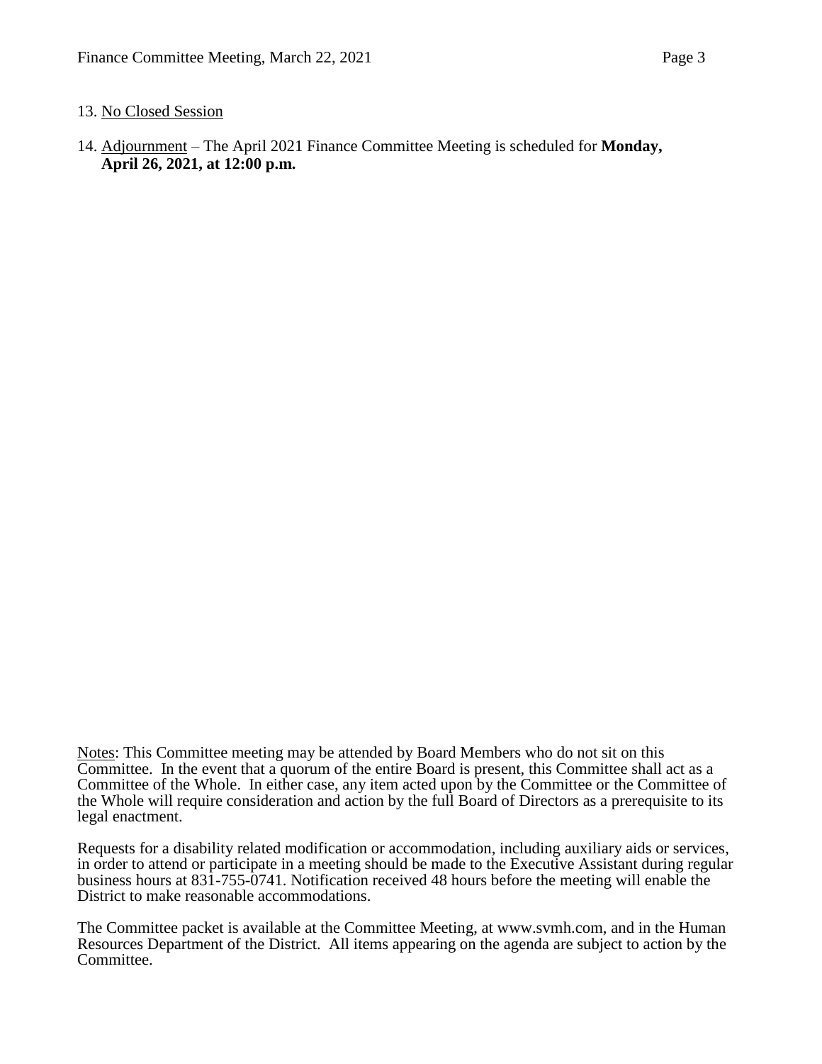13. <u>No Closed Session</u>

14. <u>Adjournment</u> – The April 2021 Finance Committee Meeting is scheduled for **Monday, April 26, 2021, at 12:00 p.m.**

<u>Notes</u>: This Committee meeting may be attended by Board Members who do not sit on this Committee. In the event that a quorum of the entire Board is present, this Committee shall act as a Committee of the Whole. In either case, any item acted upon by the Committee or the Committee of the Whole will require consideration and action by the full Board of Directors as a prerequisite to its legal enactment.

Requests for a disability related modification or accommodation, including auxiliary aids or services, in order to attend or participate in a meeting should be made to the Executive Assistant during regular business hours at 831-755-0741. Notification received 48 hours before the meeting will enable the District to make reasonable accommodations.

The Committee packet is available at the Committee Meeting, at www.svmh.com, and in the Human Resources Department of the District. All items appearing on the agenda are subject to action by the Committee.